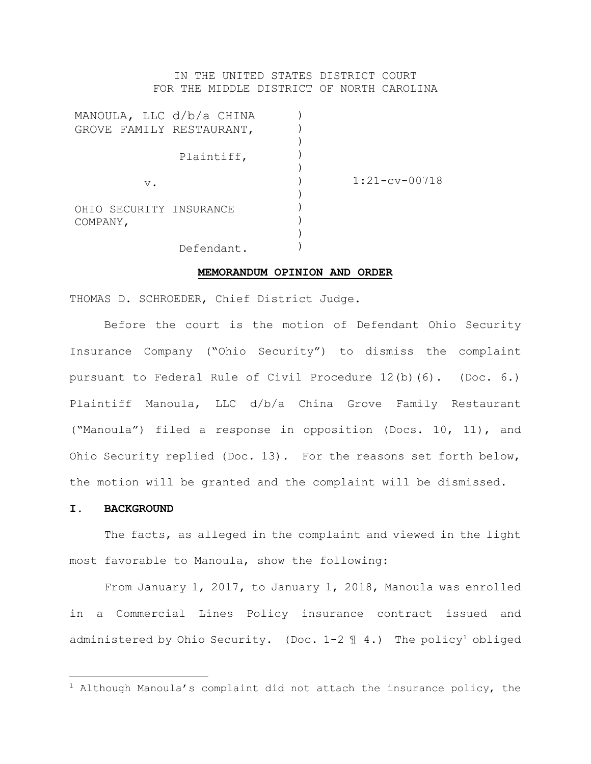IN THE UNITED STATES DISTRICT COURT
FOR THE MIDDLE DISTRICT OF NORTH CAROLINA

| | | |
|---|---|---|
| MANOULA, LLC d/b/a CHINA GROVE FAMILY RESTAURANT, | ) | |
| Plaintiff, | ) | |
| v. | ) | 1:21-cv-00718 |
| OHIO SECURITY INSURANCE COMPANY, | ) | |
| Defendant. | ) | |

**MEMORANDUM OPINION AND ORDER**

THOMAS D. SCHROEDER, Chief District Judge.

Before the court is the motion of Defendant Ohio Security Insurance Company ("Ohio Security") to dismiss the complaint pursuant to Federal Rule of Civil Procedure 12(b)(6). (Doc. 6.) Plaintiff Manoula, LLC d/b/a China Grove Family Restaurant ("Manoula") filed a response in opposition (Docs. 10, 11), and Ohio Security replied (Doc. 13). For the reasons set forth below, the motion will be granted and the complaint will be dismissed.

## I. BACKGROUND

The facts, as alleged in the complaint and viewed in the light most favorable to Manoula, show the following:

From January 1, 2017, to January 1, 2018, Manoula was enrolled in a Commercial Lines Policy insurance contract issued and administered by Ohio Security. (Doc. 1-2 ¶ 4.) The policy[1] obliged

[1] Although Manoula's complaint did not attach the insurance policy, the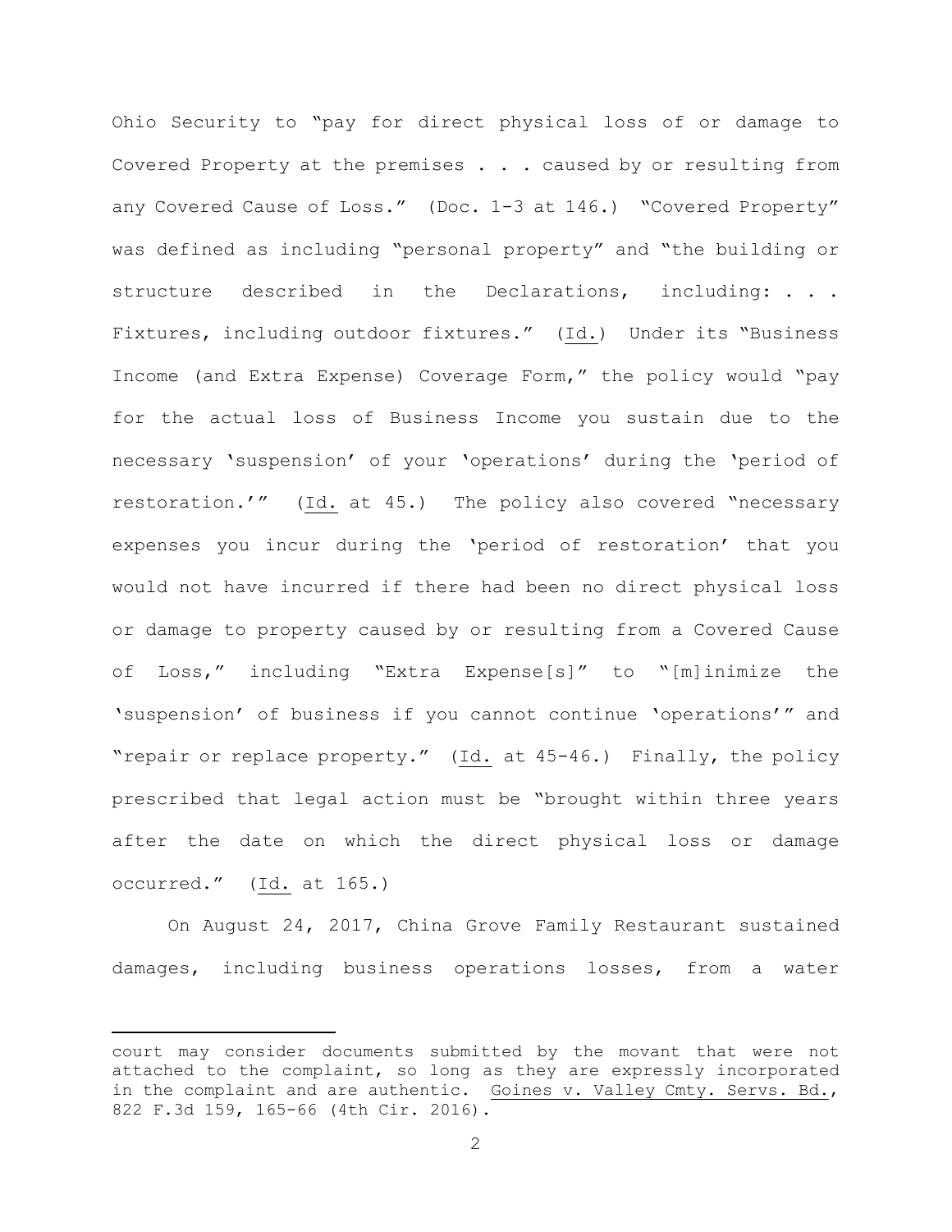Ohio Security to "pay for direct physical loss of or damage to Covered Property at the premises . . . caused by or resulting from any Covered Cause of Loss." (Doc. 1-3 at 146.) "Covered Property" was defined as including "personal property" and "the building or structure described in the Declarations, including: . . . Fixtures, including outdoor fixtures." (Id.) Under its "Business Income (and Extra Expense) Coverage Form," the policy would "pay for the actual loss of Business Income you sustain due to the necessary 'suspension' of your 'operations' during the 'period of restoration.'" (Id. at 45.) The policy also covered "necessary expenses you incur during the 'period of restoration' that you would not have incurred if there had been no direct physical loss or damage to property caused by or resulting from a Covered Cause of Loss," including "Extra Expense[s]" to "[m]inimize the 'suspension' of business if you cannot continue 'operations'" and "repair or replace property." (Id. at 45-46.) Finally, the policy prescribed that legal action must be "brought within three years after the date on which the direct physical loss or damage occurred." (Id. at 165.)

On August 24, 2017, China Grove Family Restaurant sustained damages, including business operations losses, from a water

---

court may consider documents submitted by the movant that were not attached to the complaint, so long as they are expressly incorporated in the complaint and are authentic. Goines v. Valley Cmty. Servs. Bd., 822 F.3d 159, 165-66 (4th Cir. 2016).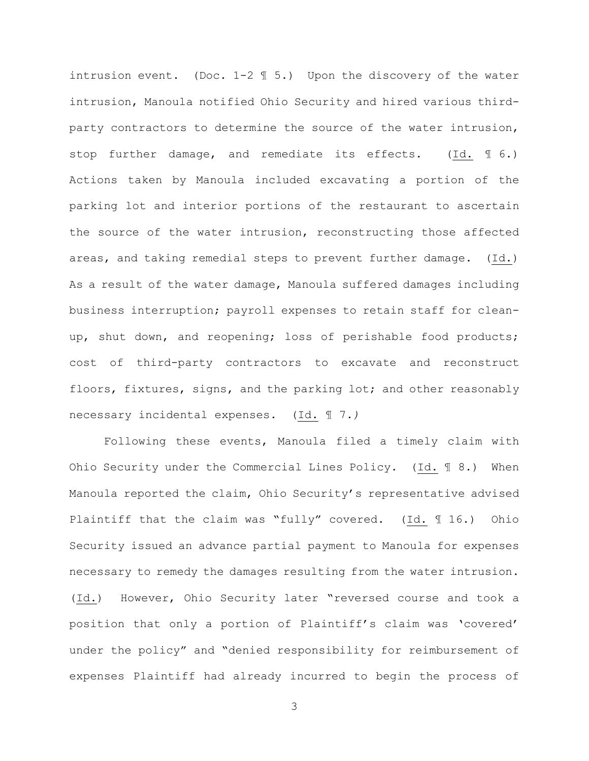intrusion event. (Doc. 1-2 ¶ 5.) Upon the discovery of the water intrusion, Manoula notified Ohio Security and hired various third-party contractors to determine the source of the water intrusion, stop further damage, and remediate its effects. (Id. ¶ 6.) Actions taken by Manoula included excavating a portion of the parking lot and interior portions of the restaurant to ascertain the source of the water intrusion, reconstructing those affected areas, and taking remedial steps to prevent further damage. (Id.) As a result of the water damage, Manoula suffered damages including business interruption; payroll expenses to retain staff for clean-up, shut down, and reopening; loss of perishable food products; cost of third-party contractors to excavate and reconstruct floors, fixtures, signs, and the parking lot; and other reasonably necessary incidental expenses. (Id. ¶ 7.)

Following these events, Manoula filed a timely claim with Ohio Security under the Commercial Lines Policy. (Id. ¶ 8.) When Manoula reported the claim, Ohio Security's representative advised Plaintiff that the claim was "fully" covered. (Id. ¶ 16.) Ohio Security issued an advance partial payment to Manoula for expenses necessary to remedy the damages resulting from the water intrusion. (Id.) However, Ohio Security later "reversed course and took a position that only a portion of Plaintiff's claim was 'covered' under the policy" and "denied responsibility for reimbursement of expenses Plaintiff had already incurred to begin the process of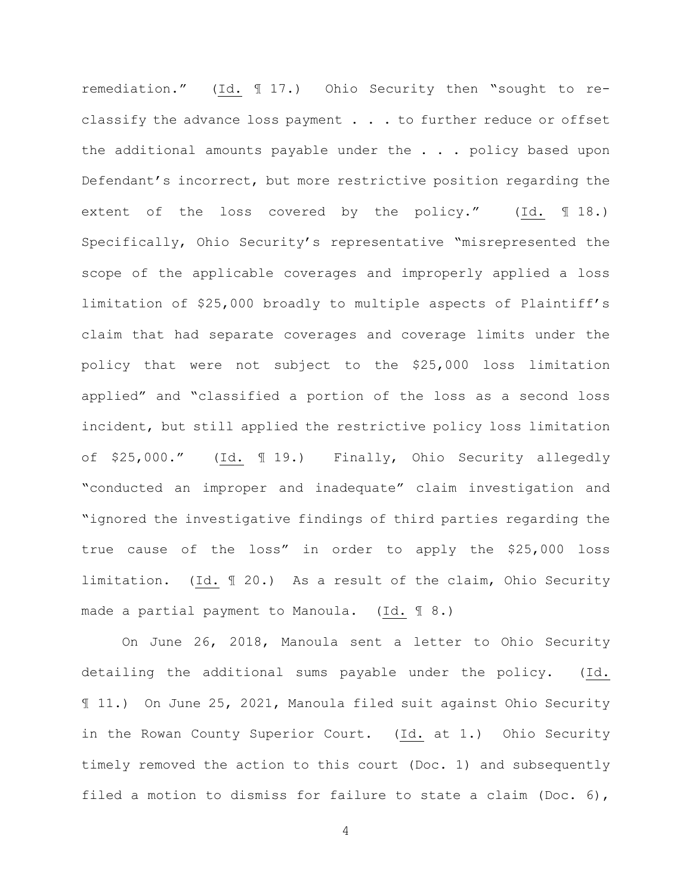remediation." (Id. ¶ 17.) Ohio Security then "sought to re-classify the advance loss payment . . . to further reduce or offset the additional amounts payable under the . . . policy based upon Defendant's incorrect, but more restrictive position regarding the extent of the loss covered by the policy." (Id. ¶ 18.) Specifically, Ohio Security's representative "misrepresented the scope of the applicable coverages and improperly applied a loss limitation of $25,000 broadly to multiple aspects of Plaintiff's claim that had separate coverages and coverage limits under the policy that were not subject to the $25,000 loss limitation applied" and "classified a portion of the loss as a second loss incident, but still applied the restrictive policy loss limitation of $25,000." (Id. ¶ 19.) Finally, Ohio Security allegedly "conducted an improper and inadequate" claim investigation and "ignored the investigative findings of third parties regarding the true cause of the loss" in order to apply the $25,000 loss limitation. (Id. ¶ 20.) As a result of the claim, Ohio Security made a partial payment to Manoula. (Id. ¶ 8.)

On June 26, 2018, Manoula sent a letter to Ohio Security detailing the additional sums payable under the policy. (Id. ¶ 11.) On June 25, 2021, Manoula filed suit against Ohio Security in the Rowan County Superior Court. (Id. at 1.) Ohio Security timely removed the action to this court (Doc. 1) and subsequently filed a motion to dismiss for failure to state a claim (Doc. 6),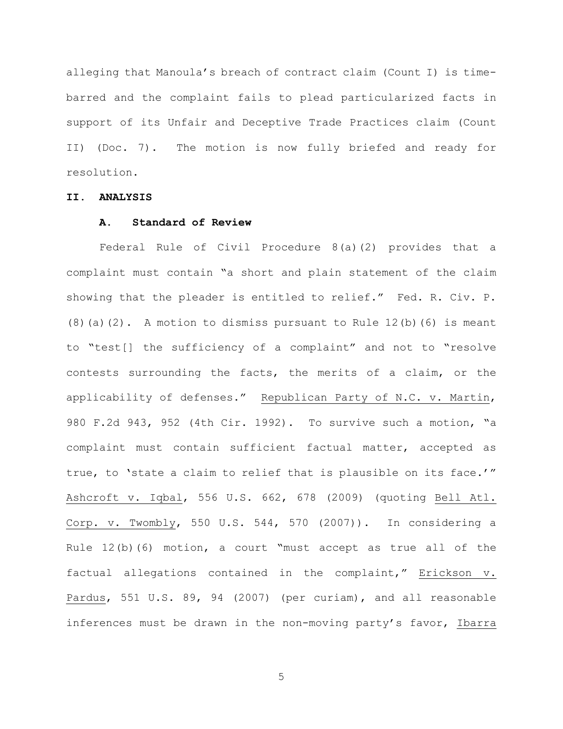alleging that Manoula's breach of contract claim (Count I) is time-barred and the complaint fails to plead particularized facts in support of its Unfair and Deceptive Trade Practices claim (Count II) (Doc. 7). The motion is now fully briefed and ready for resolution.

## II. ANALYSIS

### A. Standard of Review

Federal Rule of Civil Procedure 8(a)(2) provides that a complaint must contain "a short and plain statement of the claim showing that the pleader is entitled to relief." Fed. R. Civ. P. (8)(a)(2). A motion to dismiss pursuant to Rule 12(b)(6) is meant to "test[] the sufficiency of a complaint" and not to "resolve contests surrounding the facts, the merits of a claim, or the applicability of defenses." Republican Party of N.C. v. Martin, 980 F.2d 943, 952 (4th Cir. 1992). To survive such a motion, "a complaint must contain sufficient factual matter, accepted as true, to 'state a claim to relief that is plausible on its face.'" Ashcroft v. Iqbal, 556 U.S. 662, 678 (2009) (quoting Bell Atl. Corp. v. Twombly, 550 U.S. 544, 570 (2007)). In considering a Rule 12(b)(6) motion, a court "must accept as true all of the factual allegations contained in the complaint," Erickson v. Pardus, 551 U.S. 89, 94 (2007) (per curiam), and all reasonable inferences must be drawn in the non-moving party's favor, Ibarra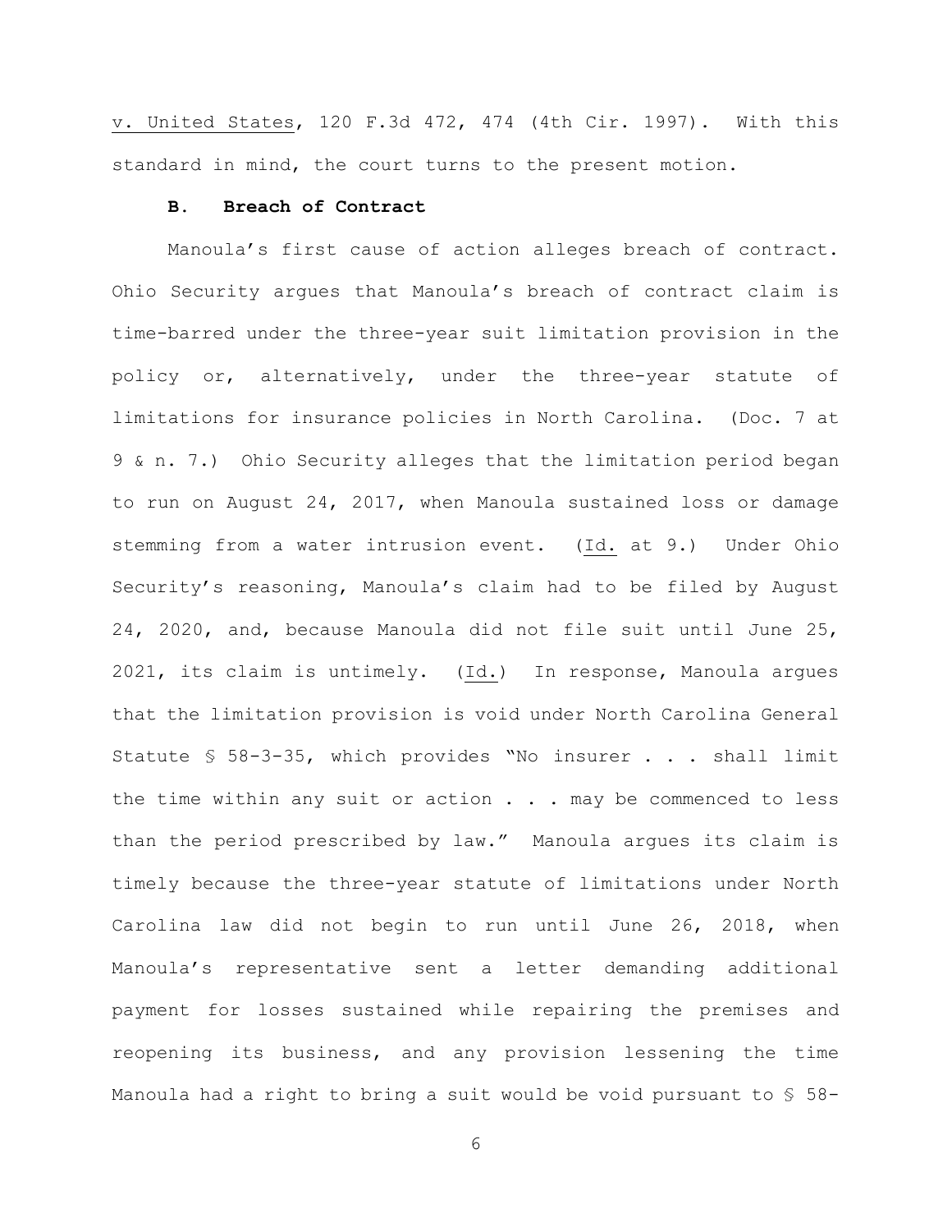v. United States, 120 F.3d 472, 474 (4th Cir. 1997). With this standard in mind, the court turns to the present motion.

### B. Breach of Contract

Manoula's first cause of action alleges breach of contract. Ohio Security argues that Manoula's breach of contract claim is time-barred under the three-year suit limitation provision in the policy or, alternatively, under the three-year statute of limitations for insurance policies in North Carolina. (Doc. 7 at 9 & n. 7.) Ohio Security alleges that the limitation period began to run on August 24, 2017, when Manoula sustained loss or damage stemming from a water intrusion event. (Id. at 9.) Under Ohio Security's reasoning, Manoula's claim had to be filed by August 24, 2020, and, because Manoula did not file suit until June 25, 2021, its claim is untimely. (Id.) In response, Manoula argues that the limitation provision is void under North Carolina General Statute § 58-3-35, which provides "No insurer . . . shall limit the time within any suit or action . . . may be commenced to less than the period prescribed by law." Manoula argues its claim is timely because the three-year statute of limitations under North Carolina law did not begin to run until June 26, 2018, when Manoula's representative sent a letter demanding additional payment for losses sustained while repairing the premises and reopening its business, and any provision lessening the time Manoula had a right to bring a suit would be void pursuant to § 58-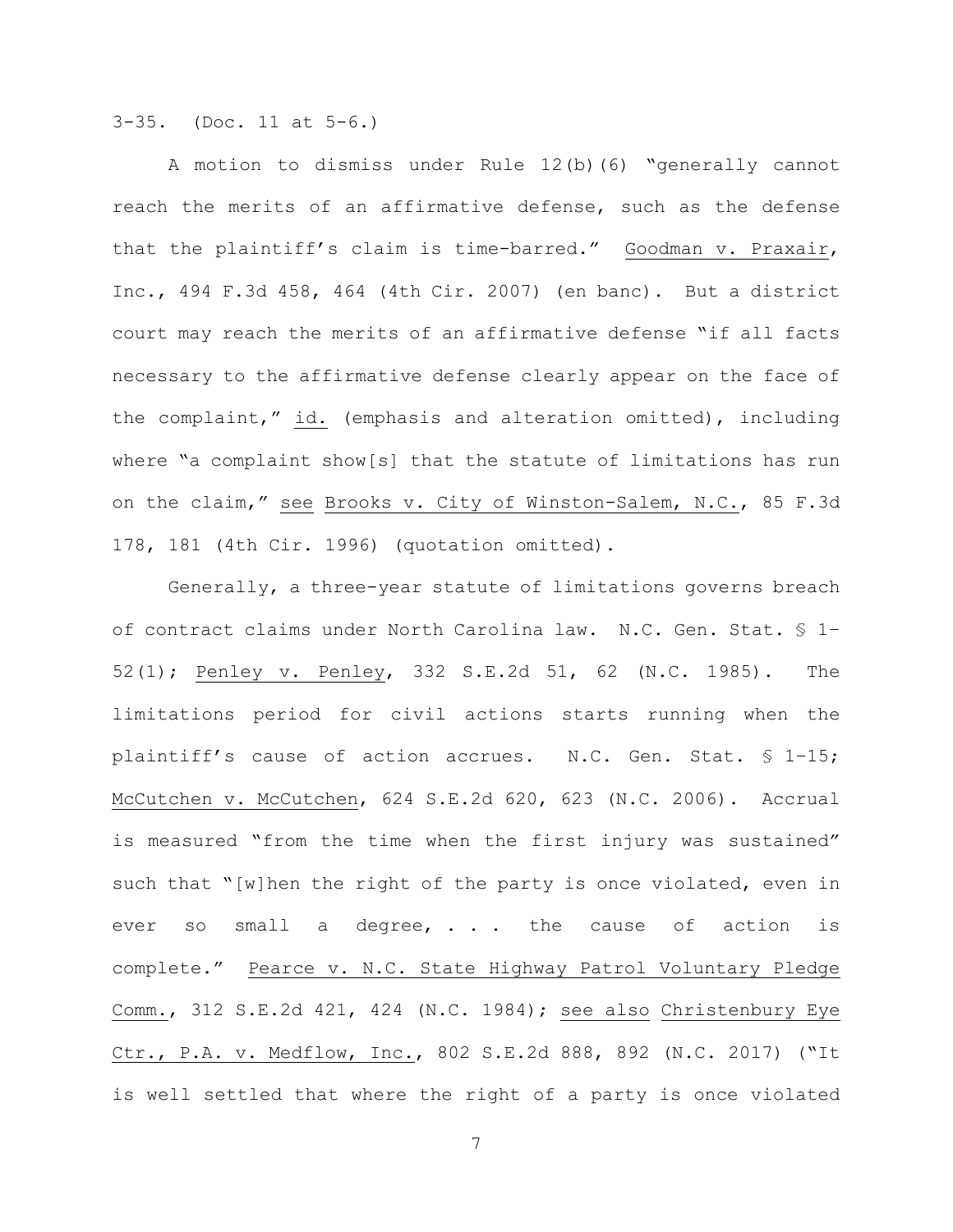3-35. (Doc. 11 at 5-6.)

A motion to dismiss under Rule 12(b)(6) "generally cannot reach the merits of an affirmative defense, such as the defense that the plaintiff's claim is time-barred." Goodman v. Praxair, Inc., 494 F.3d 458, 464 (4th Cir. 2007) (en banc). But a district court may reach the merits of an affirmative defense "if all facts necessary to the affirmative defense clearly appear on the face of the complaint," id. (emphasis and alteration omitted), including where "a complaint show[s] that the statute of limitations has run on the claim," see Brooks v. City of Winston-Salem, N.C., 85 F.3d 178, 181 (4th Cir. 1996) (quotation omitted).

Generally, a three-year statute of limitations governs breach of contract claims under North Carolina law. N.C. Gen. Stat. § 1-52(1); Penley v. Penley, 332 S.E.2d 51, 62 (N.C. 1985). The limitations period for civil actions starts running when the plaintiff's cause of action accrues. N.C. Gen. Stat. § 1-15; McCutchen v. McCutchen, 624 S.E.2d 620, 623 (N.C. 2006). Accrual is measured "from the time when the first injury was sustained" such that "[w]hen the right of the party is once violated, even in ever so small a degree, . . . the cause of action is complete." Pearce v. N.C. State Highway Patrol Voluntary Pledge Comm., 312 S.E.2d 421, 424 (N.C. 1984); see also Christenbury Eye Ctr., P.A. v. Medflow, Inc., 802 S.E.2d 888, 892 (N.C. 2017) ("It is well settled that where the right of a party is once violated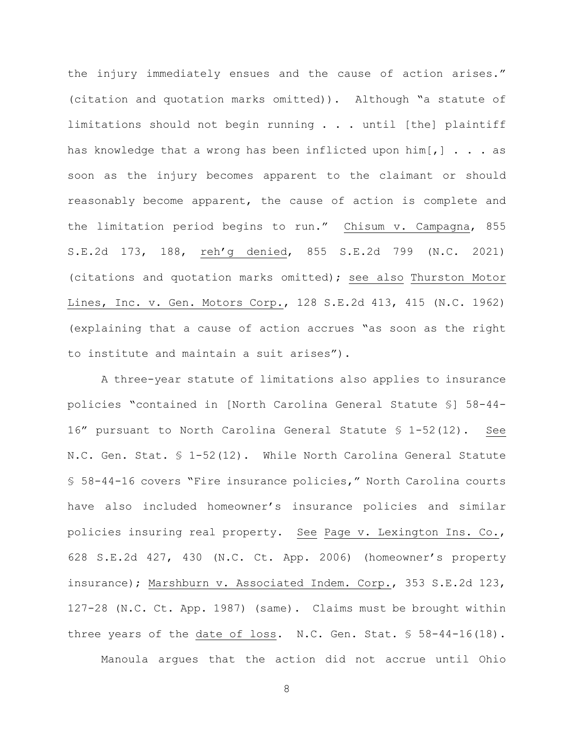the injury immediately ensues and the cause of action arises." (citation and quotation marks omitted)). Although "a statute of limitations should not begin running . . . until [the] plaintiff has knowledge that a wrong has been inflicted upon him[,] . . . as soon as the injury becomes apparent to the claimant or should reasonably become apparent, the cause of action is complete and the limitation period begins to run." Chisum v. Campagna, 855 S.E.2d 173, 188, reh'g denied, 855 S.E.2d 799 (N.C. 2021) (citations and quotation marks omitted); see also Thurston Motor Lines, Inc. v. Gen. Motors Corp., 128 S.E.2d 413, 415 (N.C. 1962) (explaining that a cause of action accrues "as soon as the right to institute and maintain a suit arises").

A three-year statute of limitations also applies to insurance policies "contained in [North Carolina General Statute §] 58-44-16" pursuant to North Carolina General Statute § 1-52(12). See N.C. Gen. Stat. § 1-52(12). While North Carolina General Statute § 58-44-16 covers "Fire insurance policies," North Carolina courts have also included homeowner's insurance policies and similar policies insuring real property. See Page v. Lexington Ins. Co., 628 S.E.2d 427, 430 (N.C. Ct. App. 2006) (homeowner's property insurance); Marshburn v. Associated Indem. Corp., 353 S.E.2d 123, 127-28 (N.C. Ct. App. 1987) (same). Claims must be brought within three years of the date of loss. N.C. Gen. Stat. § 58-44-16(18).

Manoula argues that the action did not accrue until Ohio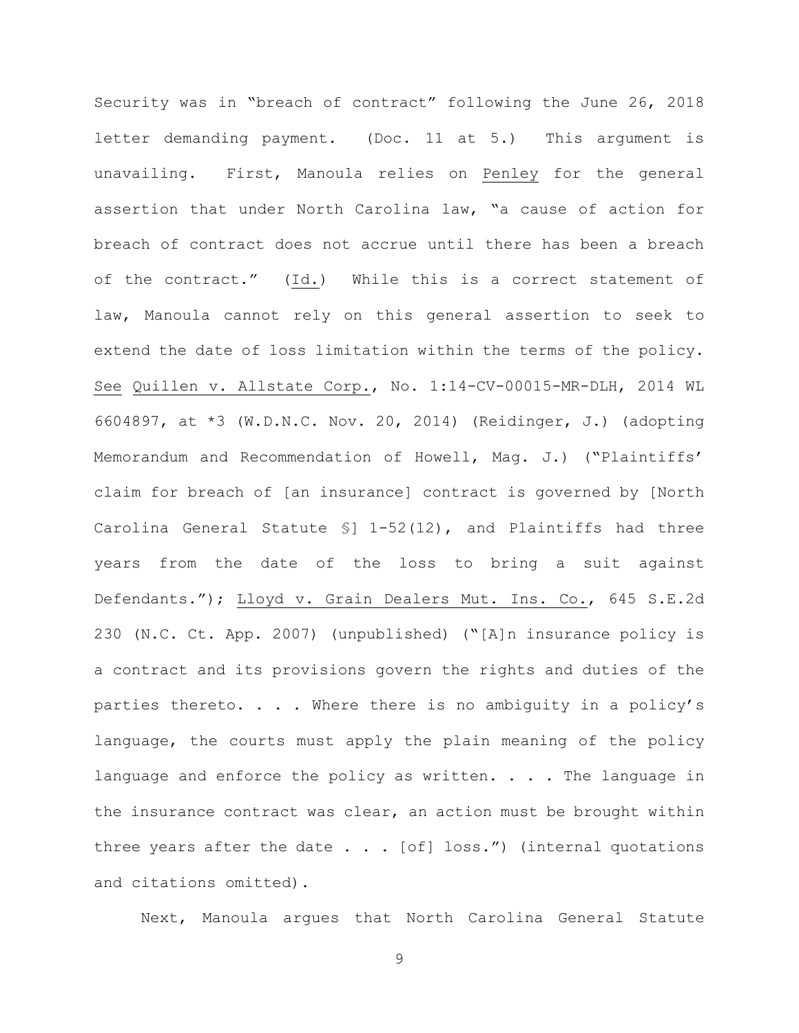Security was in "breach of contract" following the June 26, 2018 letter demanding payment. (Doc. 11 at 5.) This argument is unavailing. First, Manoula relies on Penley for the general assertion that under North Carolina law, "a cause of action for breach of contract does not accrue until there has been a breach of the contract." (Id.) While this is a correct statement of law, Manoula cannot rely on this general assertion to seek to extend the date of loss limitation within the terms of the policy. See Quillen v. Allstate Corp., No. 1:14-CV-00015-MR-DLH, 2014 WL 6604897, at *3 (W.D.N.C. Nov. 20, 2014) (Reidinger, J.) (adopting Memorandum and Recommendation of Howell, Mag. J.) ("Plaintiffs' claim for breach of [an insurance] contract is governed by [North Carolina General Statute §] 1-52(12), and Plaintiffs had three years from the date of the loss to bring a suit against Defendants."); Lloyd v. Grain Dealers Mut. Ins. Co., 645 S.E.2d 230 (N.C. Ct. App. 2007) (unpublished) ("[A]n insurance policy is a contract and its provisions govern the rights and duties of the parties thereto. . . . Where there is no ambiguity in a policy's language, the courts must apply the plain meaning of the policy language and enforce the policy as written. . . . The language in the insurance contract was clear, an action must be brought within three years after the date . . . [of] loss.") (internal quotations and citations omitted).

Next, Manoula argues that North Carolina General Statute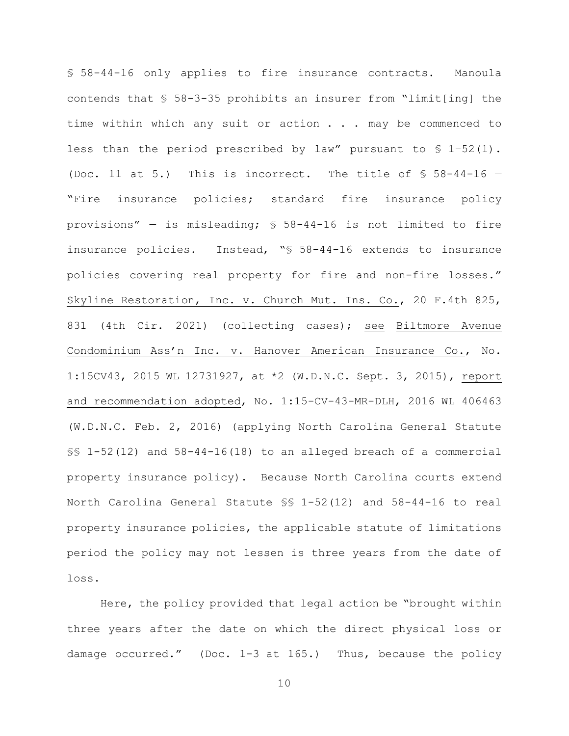§ 58-44-16 only applies to fire insurance contracts. Manoula contends that § 58-3-35 prohibits an insurer from "limit[ing] the time within which any suit or action . . . may be commenced to less than the period prescribed by law" pursuant to § 1–52(1). (Doc. 11 at 5.) This is incorrect. The title of § 58-44-16 — "Fire insurance policies; standard fire insurance policy provisions" — is misleading; § 58-44-16 is not limited to fire insurance policies. Instead, "§ 58-44-16 extends to insurance policies covering real property for fire and non-fire losses." Skyline Restoration, Inc. v. Church Mut. Ins. Co., 20 F.4th 825, 831 (4th Cir. 2021) (collecting cases); see Biltmore Avenue Condominium Ass'n Inc. v. Hanover American Insurance Co., No. 1:15CV43, 2015 WL 12731927, at *2 (W.D.N.C. Sept. 3, 2015), report and recommendation adopted, No. 1:15-CV-43-MR-DLH, 2016 WL 406463 (W.D.N.C. Feb. 2, 2016) (applying North Carolina General Statute §§ 1-52(12) and 58-44-16(18) to an alleged breach of a commercial property insurance policy). Because North Carolina courts extend North Carolina General Statute §§ 1-52(12) and 58-44-16 to real property insurance policies, the applicable statute of limitations period the policy may not lessen is three years from the date of loss.

Here, the policy provided that legal action be "brought within three years after the date on which the direct physical loss or damage occurred." (Doc. 1-3 at 165.) Thus, because the policy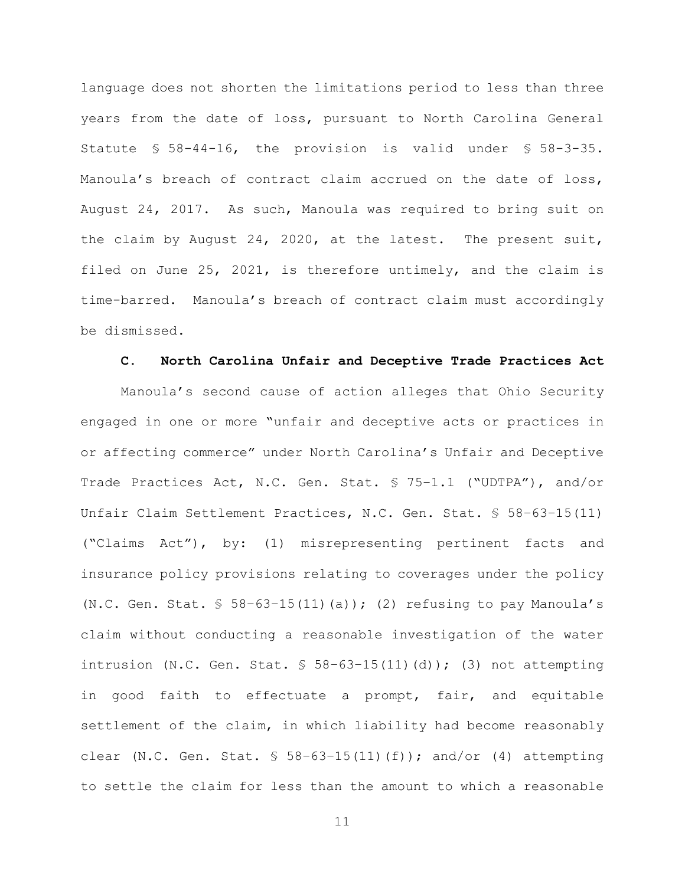language does not shorten the limitations period to less than three years from the date of loss, pursuant to North Carolina General Statute § 58-44-16, the provision is valid under § 58-3-35. Manoula's breach of contract claim accrued on the date of loss, August 24, 2017. As such, Manoula was required to bring suit on the claim by August 24, 2020, at the latest. The present suit, filed on June 25, 2021, is therefore untimely, and the claim is time-barred. Manoula's breach of contract claim must accordingly be dismissed.

### C. North Carolina Unfair and Deceptive Trade Practices Act

Manoula's second cause of action alleges that Ohio Security engaged in one or more "unfair and deceptive acts or practices in or affecting commerce" under North Carolina's Unfair and Deceptive Trade Practices Act, N.C. Gen. Stat. § 75–1.1 ("UDTPA"), and/or Unfair Claim Settlement Practices, N.C. Gen. Stat. § 58–63–15(11) ("Claims Act"), by: (1) misrepresenting pertinent facts and insurance policy provisions relating to coverages under the policy (N.C. Gen. Stat. § 58–63–15(11)(a)); (2) refusing to pay Manoula's claim without conducting a reasonable investigation of the water intrusion (N.C. Gen. Stat. § 58–63–15(11)(d)); (3) not attempting in good faith to effectuate a prompt, fair, and equitable settlement of the claim, in which liability had become reasonably clear (N.C. Gen. Stat. § 58–63–15(11)(f)); and/or (4) attempting to settle the claim for less than the amount to which a reasonable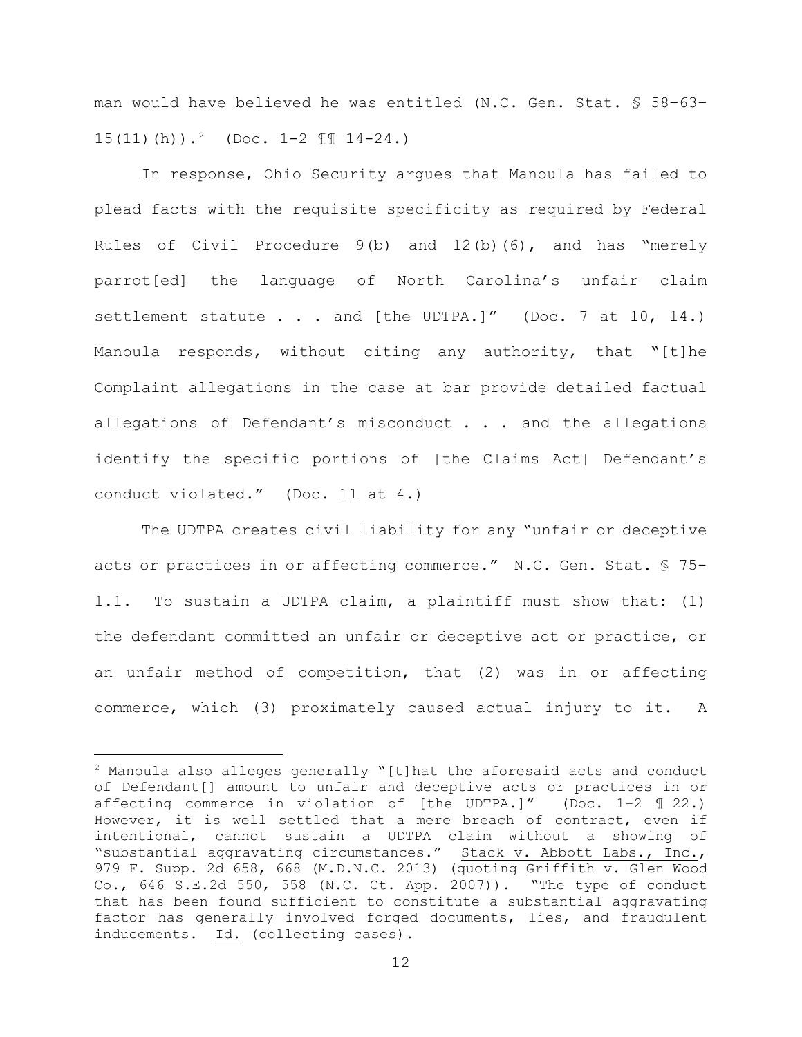man would have believed he was entitled (N.C. Gen. Stat. § 58–63–15(11)(h)).[2] (Doc. 1-2 ¶¶ 14-24.)

In response, Ohio Security argues that Manoula has failed to plead facts with the requisite specificity as required by Federal Rules of Civil Procedure 9(b) and 12(b)(6), and has "merely parrot[ed] the language of North Carolina's unfair claim settlement statute . . . and [the UDTPA.]" (Doc. 7 at 10, 14.) Manoula responds, without citing any authority, that "[t]he Complaint allegations in the case at bar provide detailed factual allegations of Defendant's misconduct . . . and the allegations identify the specific portions of [the Claims Act] Defendant's conduct violated." (Doc. 11 at 4.)

The UDTPA creates civil liability for any "unfair or deceptive acts or practices in or affecting commerce." N.C. Gen. Stat. § 75-1.1. To sustain a UDTPA claim, a plaintiff must show that: (1) the defendant committed an unfair or deceptive act or practice, or an unfair method of competition, that (2) was in or affecting commerce, which (3) proximately caused actual injury to it. A

---

[2] Manoula also alleges generally "[t]hat the aforesaid acts and conduct of Defendant[] amount to unfair and deceptive acts or practices in or affecting commerce in violation of [the UDTPA.]" (Doc. 1-2 ¶ 22.) However, it is well settled that a mere breach of contract, even if intentional, cannot sustain a UDTPA claim without a showing of "substantial aggravating circumstances." Stack v. Abbott Labs., Inc., 979 F. Supp. 2d 658, 668 (M.D.N.C. 2013) (quoting Griffith v. Glen Wood Co., 646 S.E.2d 550, 558 (N.C. Ct. App. 2007)). "The type of conduct that has been found sufficient to constitute a substantial aggravating factor has generally involved forged documents, lies, and fraudulent inducements. Id. (collecting cases).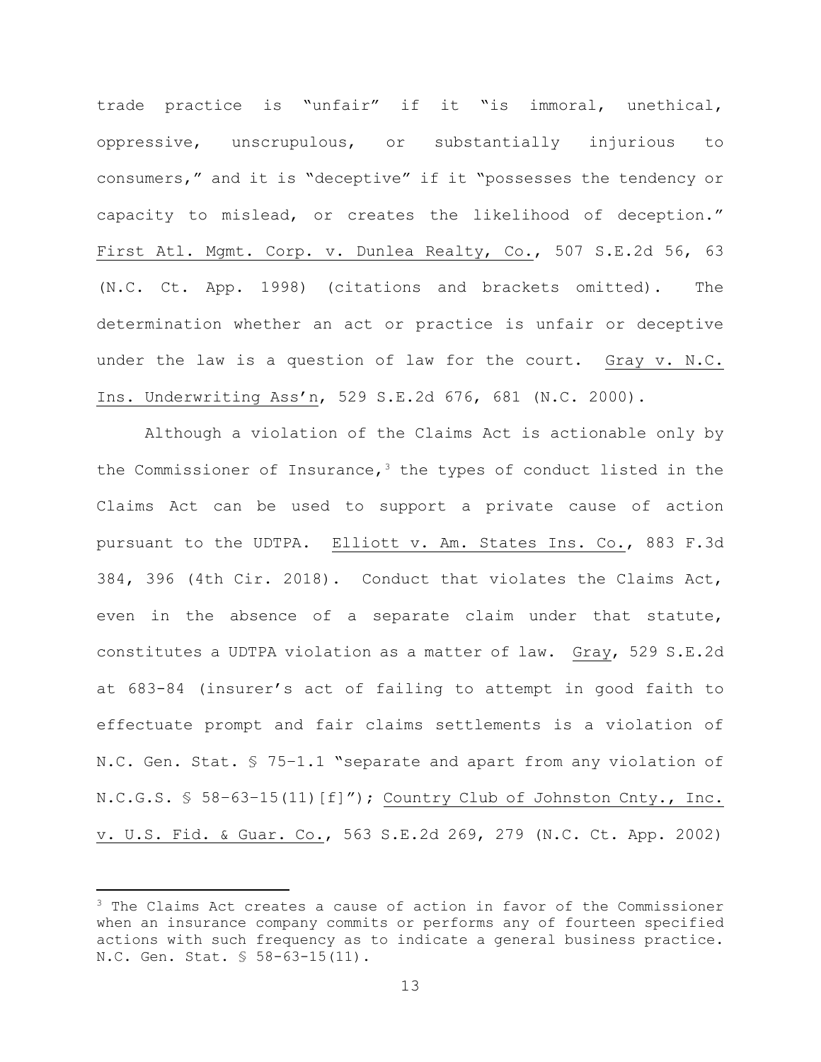trade practice is "unfair" if it "is immoral, unethical, oppressive, unscrupulous, or substantially injurious to consumers," and it is "deceptive" if it "possesses the tendency or capacity to mislead, or creates the likelihood of deception." First Atl. Mgmt. Corp. v. Dunlea Realty, Co., 507 S.E.2d 56, 63 (N.C. Ct. App. 1998) (citations and brackets omitted). The determination whether an act or practice is unfair or deceptive under the law is a question of law for the court. Gray v. N.C. Ins. Underwriting Ass'n, 529 S.E.2d 676, 681 (N.C. 2000).

Although a violation of the Claims Act is actionable only by the Commissioner of Insurance,[3] the types of conduct listed in the Claims Act can be used to support a private cause of action pursuant to the UDTPA. Elliott v. Am. States Ins. Co., 883 F.3d 384, 396 (4th Cir. 2018). Conduct that violates the Claims Act, even in the absence of a separate claim under that statute, constitutes a UDTPA violation as a matter of law. Gray, 529 S.E.2d at 683-84 (insurer's act of failing to attempt in good faith to effectuate prompt and fair claims settlements is a violation of N.C. Gen. Stat. § 75–1.1 "separate and apart from any violation of N.C.G.S. § 58–63–15(11)[f]"); Country Club of Johnston Cnty., Inc. v. U.S. Fid. & Guar. Co., 563 S.E.2d 269, 279 (N.C. Ct. App. 2002)

---

[3] The Claims Act creates a cause of action in favor of the Commissioner when an insurance company commits or performs any of fourteen specified actions with such frequency as to indicate a general business practice. N.C. Gen. Stat. § 58-63-15(11).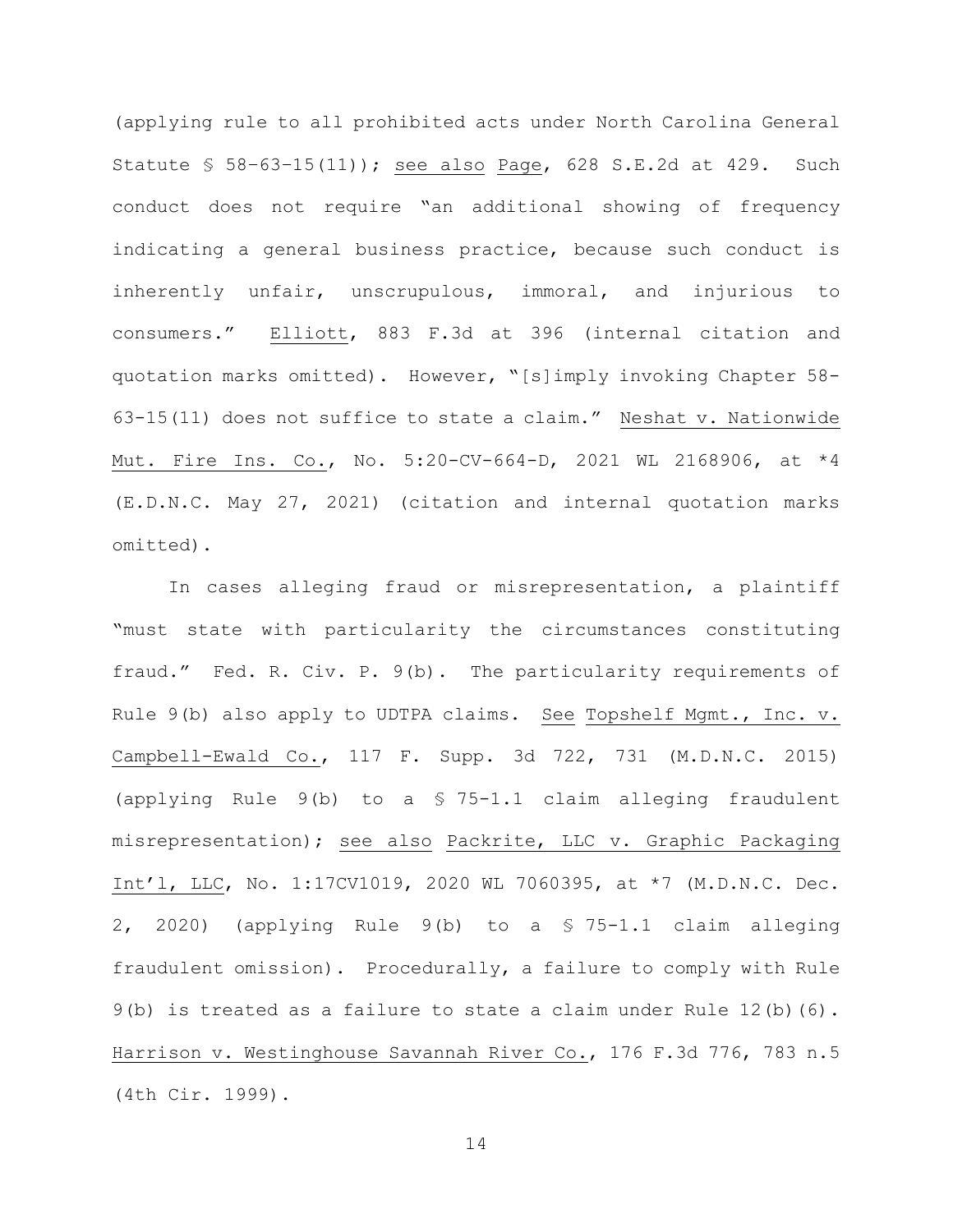(applying rule to all prohibited acts under North Carolina General Statute § 58–63–15(11)); see also Page, 628 S.E.2d at 429. Such conduct does not require "an additional showing of frequency indicating a general business practice, because such conduct is inherently unfair, unscrupulous, immoral, and injurious to consumers." Elliott, 883 F.3d at 396 (internal citation and quotation marks omitted). However, "[s]imply invoking Chapter 58-63-15(11) does not suffice to state a claim." Neshat v. Nationwide Mut. Fire Ins. Co., No. 5:20-CV-664-D, 2021 WL 2168906, at *4 (E.D.N.C. May 27, 2021) (citation and internal quotation marks omitted).

In cases alleging fraud or misrepresentation, a plaintiff "must state with particularity the circumstances constituting fraud." Fed. R. Civ. P. 9(b). The particularity requirements of Rule 9(b) also apply to UDTPA claims. See Topshelf Mgmt., Inc. v. Campbell-Ewald Co., 117 F. Supp. 3d 722, 731 (M.D.N.C. 2015) (applying Rule 9(b) to a § 75-1.1 claim alleging fraudulent misrepresentation); see also Packrite, LLC v. Graphic Packaging Int'l, LLC, No. 1:17CV1019, 2020 WL 7060395, at *7 (M.D.N.C. Dec. 2, 2020) (applying Rule 9(b) to a § 75-1.1 claim alleging fraudulent omission). Procedurally, a failure to comply with Rule 9(b) is treated as a failure to state a claim under Rule 12(b)(6). Harrison v. Westinghouse Savannah River Co., 176 F.3d 776, 783 n.5 (4th Cir. 1999).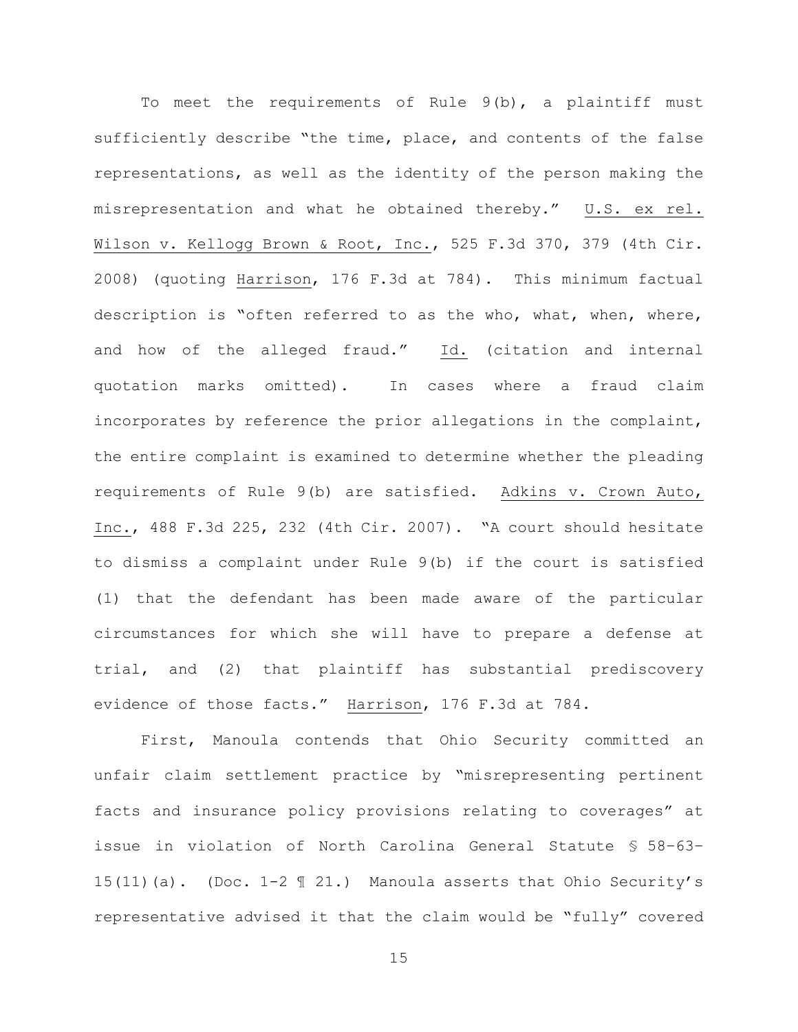To meet the requirements of Rule 9(b), a plaintiff must sufficiently describe "the time, place, and contents of the false representations, as well as the identity of the person making the misrepresentation and what he obtained thereby." U.S. ex rel. Wilson v. Kellogg Brown & Root, Inc., 525 F.3d 370, 379 (4th Cir. 2008) (quoting Harrison, 176 F.3d at 784). This minimum factual description is "often referred to as the who, what, when, where, and how of the alleged fraud." Id. (citation and internal quotation marks omitted). In cases where a fraud claim incorporates by reference the prior allegations in the complaint, the entire complaint is examined to determine whether the pleading requirements of Rule 9(b) are satisfied. Adkins v. Crown Auto, Inc., 488 F.3d 225, 232 (4th Cir. 2007). "A court should hesitate to dismiss a complaint under Rule 9(b) if the court is satisfied (1) that the defendant has been made aware of the particular circumstances for which she will have to prepare a defense at trial, and (2) that plaintiff has substantial prediscovery evidence of those facts." Harrison, 176 F.3d at 784.

First, Manoula contends that Ohio Security committed an unfair claim settlement practice by "misrepresenting pertinent facts and insurance policy provisions relating to coverages" at issue in violation of North Carolina General Statute § 58-63-15(11)(a). (Doc. 1-2 ¶ 21.) Manoula asserts that Ohio Security's representative advised it that the claim would be "fully" covered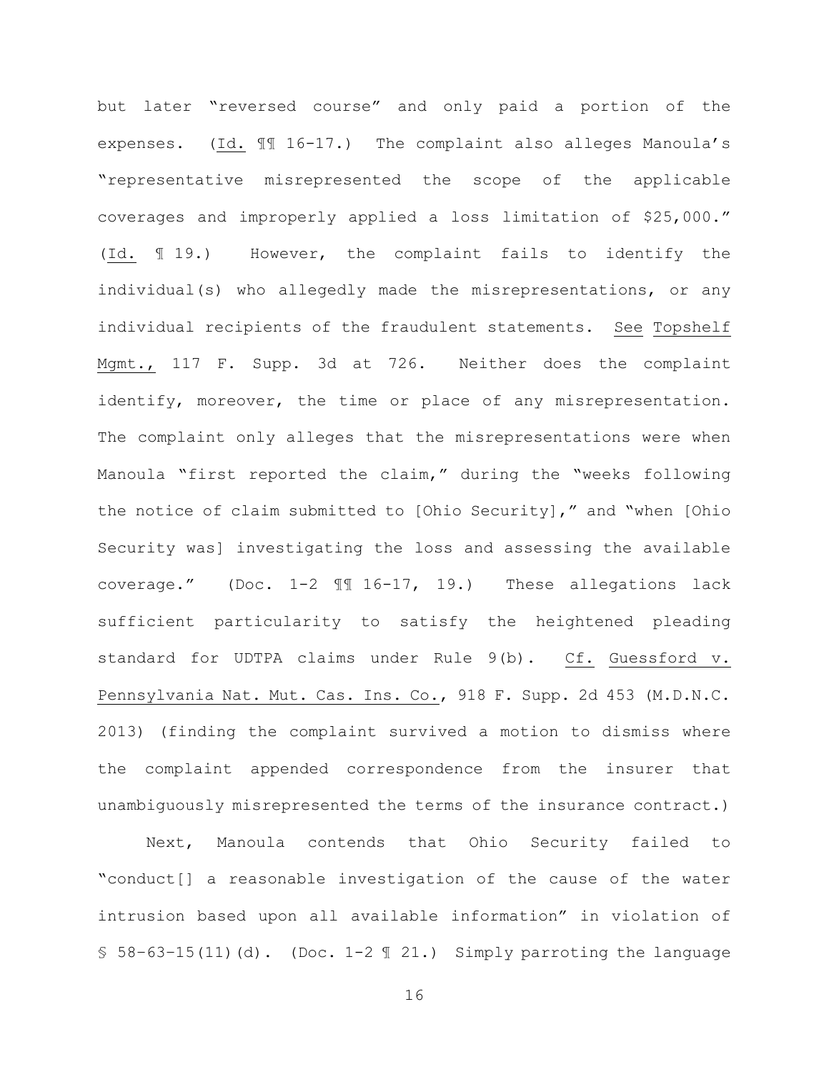but later "reversed course" and only paid a portion of the expenses. (Id. ¶¶ 16-17.) The complaint also alleges Manoula's "representative misrepresented the scope of the applicable coverages and improperly applied a loss limitation of $25,000." (Id. ¶ 19.) However, the complaint fails to identify the individual(s) who allegedly made the misrepresentations, or any individual recipients of the fraudulent statements. See Topshelf Mgmt., 117 F. Supp. 3d at 726. Neither does the complaint identify, moreover, the time or place of any misrepresentation. The complaint only alleges that the misrepresentations were when Manoula "first reported the claim," during the "weeks following the notice of claim submitted to [Ohio Security]," and "when [Ohio Security was] investigating the loss and assessing the available coverage." (Doc. 1-2 ¶¶ 16-17, 19.) These allegations lack sufficient particularity to satisfy the heightened pleading standard for UDTPA claims under Rule 9(b). Cf. Guessford v. Pennsylvania Nat. Mut. Cas. Ins. Co., 918 F. Supp. 2d 453 (M.D.N.C. 2013) (finding the complaint survived a motion to dismiss where the complaint appended correspondence from the insurer that unambiguously misrepresented the terms of the insurance contract.)

Next, Manoula contends that Ohio Security failed to "conduct[] a reasonable investigation of the cause of the water intrusion based upon all available information" in violation of § 58-63-15(11)(d). (Doc. 1-2 ¶ 21.) Simply parroting the language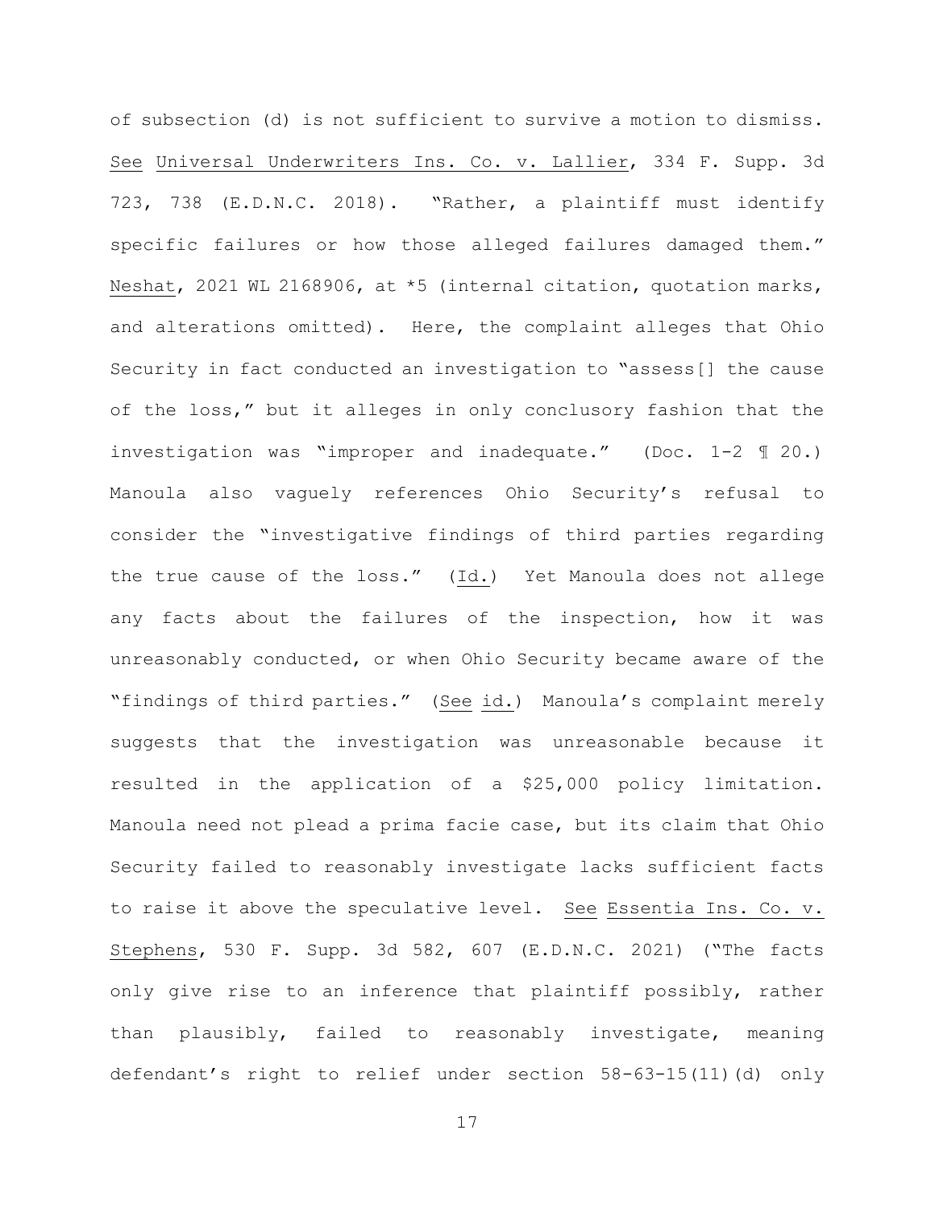of subsection (d) is not sufficient to survive a motion to dismiss. See Universal Underwriters Ins. Co. v. Lallier, 334 F. Supp. 3d 723, 738 (E.D.N.C. 2018). "Rather, a plaintiff must identify specific failures or how those alleged failures damaged them." Neshat, 2021 WL 2168906, at *5 (internal citation, quotation marks, and alterations omitted). Here, the complaint alleges that Ohio Security in fact conducted an investigation to "assess[] the cause of the loss," but it alleges in only conclusory fashion that the investigation was "improper and inadequate." (Doc. 1-2 ¶ 20.) Manoula also vaguely references Ohio Security's refusal to consider the "investigative findings of third parties regarding the true cause of the loss." (Id.) Yet Manoula does not allege any facts about the failures of the inspection, how it was unreasonably conducted, or when Ohio Security became aware of the "findings of third parties." (See id.) Manoula's complaint merely suggests that the investigation was unreasonable because it resulted in the application of a $25,000 policy limitation. Manoula need not plead a prima facie case, but its claim that Ohio Security failed to reasonably investigate lacks sufficient facts to raise it above the speculative level. See Essentia Ins. Co. v. Stephens, 530 F. Supp. 3d 582, 607 (E.D.N.C. 2021) ("The facts only give rise to an inference that plaintiff possibly, rather than plausibly, failed to reasonably investigate, meaning defendant's right to relief under section 58-63-15(11)(d) only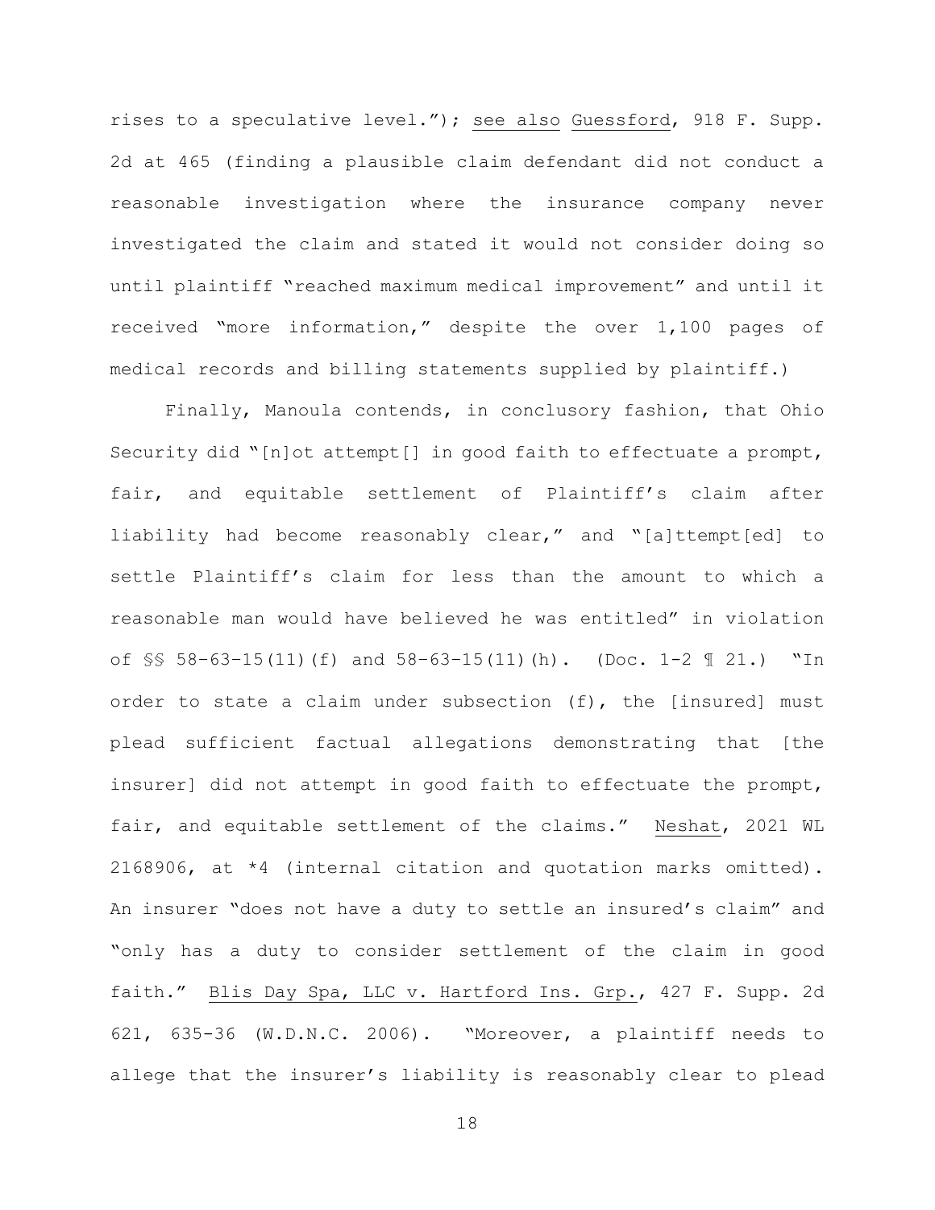rises to a speculative level."); see also Guessford, 918 F. Supp. 2d at 465 (finding a plausible claim defendant did not conduct a reasonable investigation where the insurance company never investigated the claim and stated it would not consider doing so until plaintiff "reached maximum medical improvement" and until it received "more information," despite the over 1,100 pages of medical records and billing statements supplied by plaintiff.)

Finally, Manoula contends, in conclusory fashion, that Ohio Security did "[n]ot attempt[] in good faith to effectuate a prompt, fair, and equitable settlement of Plaintiff's claim after liability had become reasonably clear," and "[a]ttempt[ed] to settle Plaintiff's claim for less than the amount to which a reasonable man would have believed he was entitled" in violation of §§ 58-63-15(11)(f) and 58-63-15(11)(h). (Doc. 1-2 ¶ 21.) "In order to state a claim under subsection (f), the [insured] must plead sufficient factual allegations demonstrating that [the insurer] did not attempt in good faith to effectuate the prompt, fair, and equitable settlement of the claims." Neshat, 2021 WL 2168906, at *4 (internal citation and quotation marks omitted). An insurer "does not have a duty to settle an insured's claim" and "only has a duty to consider settlement of the claim in good faith." Blis Day Spa, LLC v. Hartford Ins. Grp., 427 F. Supp. 2d 621, 635-36 (W.D.N.C. 2006). "Moreover, a plaintiff needs to allege that the insurer's liability is reasonably clear to plead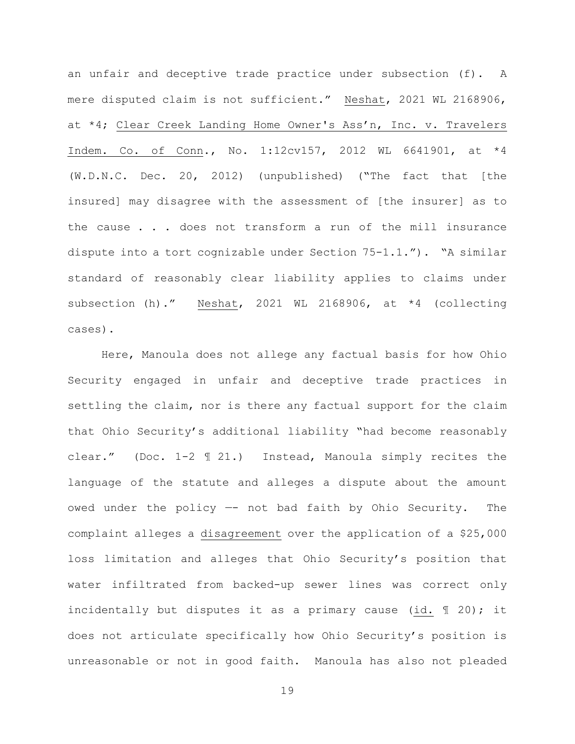an unfair and deceptive trade practice under subsection (f). A mere disputed claim is not sufficient." Neshat, 2021 WL 2168906, at *4; Clear Creek Landing Home Owner's Ass'n, Inc. v. Travelers Indem. Co. of Conn., No. 1:12cv157, 2012 WL 6641901, at *4 (W.D.N.C. Dec. 20, 2012) (unpublished) ("The fact that [the insured] may disagree with the assessment of [the insurer] as to the cause . . . does not transform a run of the mill insurance dispute into a tort cognizable under Section 75-1.1."). "A similar standard of reasonably clear liability applies to claims under subsection (h)." Neshat, 2021 WL 2168906, at *4 (collecting cases).

Here, Manoula does not allege any factual basis for how Ohio Security engaged in unfair and deceptive trade practices in settling the claim, nor is there any factual support for the claim that Ohio Security's additional liability "had become reasonably clear." (Doc. 1-2 ¶ 21.) Instead, Manoula simply recites the language of the statute and alleges a dispute about the amount owed under the policy —- not bad faith by Ohio Security. The complaint alleges a disagreement over the application of a $25,000 loss limitation and alleges that Ohio Security's position that water infiltrated from backed-up sewer lines was correct only incidentally but disputes it as a primary cause (id. ¶ 20); it does not articulate specifically how Ohio Security's position is unreasonable or not in good faith. Manoula has also not pleaded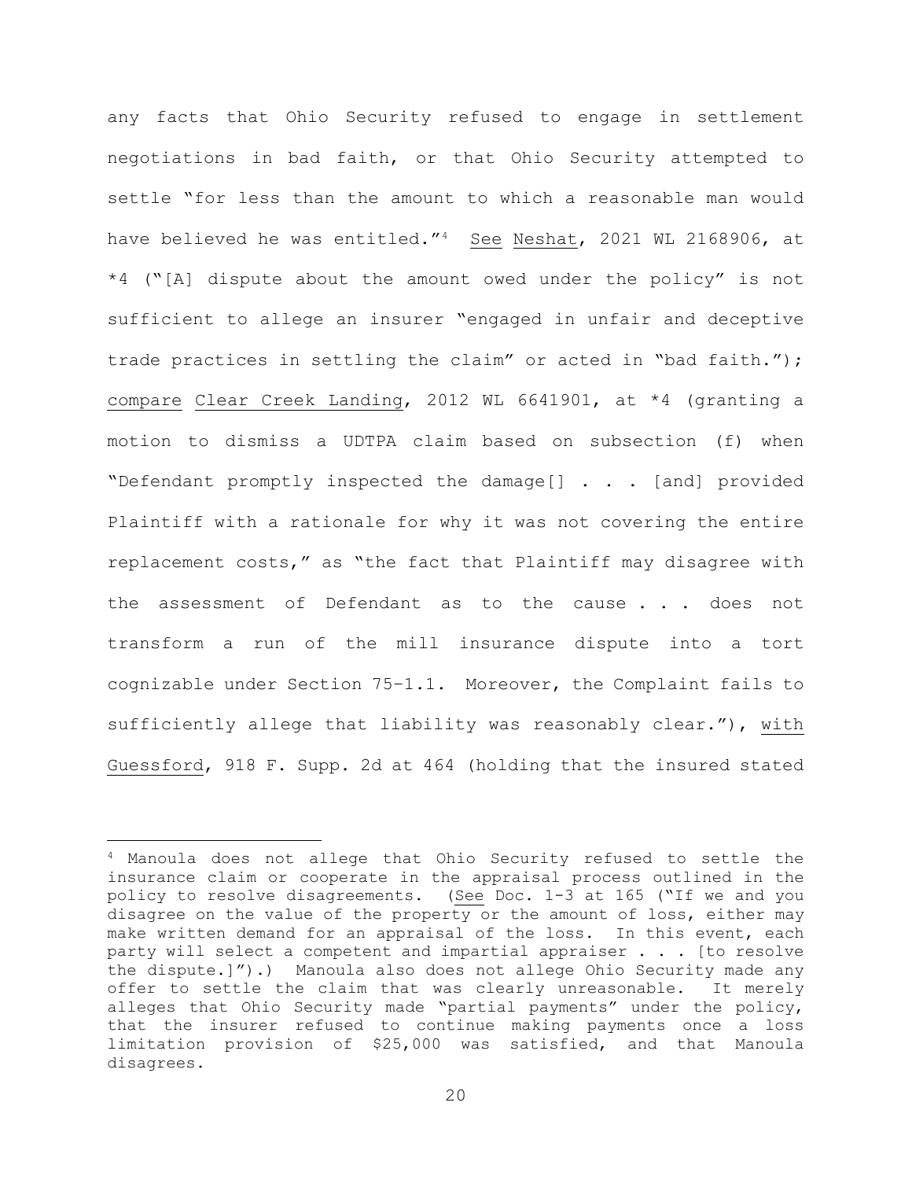any facts that Ohio Security refused to engage in settlement negotiations in bad faith, or that Ohio Security attempted to settle "for less than the amount to which a reasonable man would have believed he was entitled."[4] See Neshat, 2021 WL 2168906, at *4 ("[A] dispute about the amount owed under the policy" is not sufficient to allege an insurer "engaged in unfair and deceptive trade practices in settling the claim" or acted in "bad faith."); compare Clear Creek Landing, 2012 WL 6641901, at *4 (granting a motion to dismiss a UDTPA claim based on subsection (f) when "Defendant promptly inspected the damage[] . . . [and] provided Plaintiff with a rationale for why it was not covering the entire replacement costs," as "the fact that Plaintiff may disagree with the assessment of Defendant as to the cause . . . does not transform a run of the mill insurance dispute into a tort cognizable under Section 75-1.1. Moreover, the Complaint fails to sufficiently allege that liability was reasonably clear."), with Guessford, 918 F. Supp. 2d at 464 (holding that the insured stated

---

[4] Manoula does not allege that Ohio Security refused to settle the insurance claim or cooperate in the appraisal process outlined in the policy to resolve disagreements. (See Doc. 1-3 at 165 ("If we and you disagree on the value of the property or the amount of loss, either may make written demand for an appraisal of the loss. In this event, each party will select a competent and impartial appraiser . . . [to resolve the dispute.]").) Manoula also does not allege Ohio Security made any offer to settle the claim that was clearly unreasonable. It merely alleges that Ohio Security made "partial payments" under the policy, that the insurer refused to continue making payments once a loss limitation provision of $25,000 was satisfied, and that Manoula disagrees.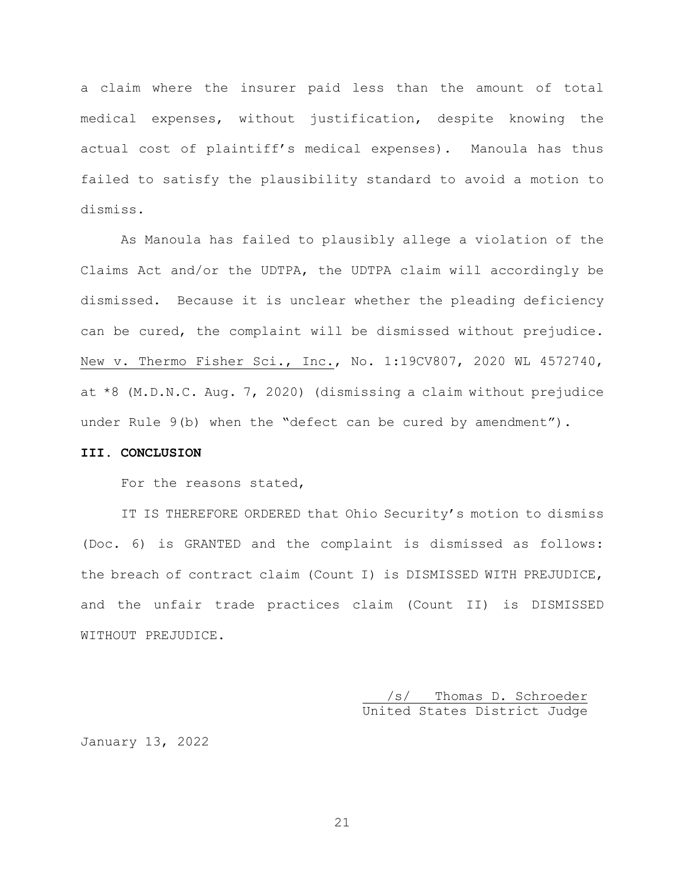a claim where the insurer paid less than the amount of total medical expenses, without justification, despite knowing the actual cost of plaintiff's medical expenses). Manoula has thus failed to satisfy the plausibility standard to avoid a motion to dismiss.

As Manoula has failed to plausibly allege a violation of the Claims Act and/or the UDTPA, the UDTPA claim will accordingly be dismissed. Because it is unclear whether the pleading deficiency can be cured, the complaint will be dismissed without prejudice. New v. Thermo Fisher Sci., Inc., No. 1:19CV807, 2020 WL 4572740, at *8 (M.D.N.C. Aug. 7, 2020) (dismissing a claim without prejudice under Rule 9(b) when the "defect can be cured by amendment").

## III. CONCLUSION

For the reasons stated,

IT IS THEREFORE ORDERED that Ohio Security's motion to dismiss (Doc. 6) is GRANTED and the complaint is dismissed as follows: the breach of contract claim (Count I) is DISMISSED WITH PREJUDICE, and the unfair trade practices claim (Count II) is DISMISSED WITHOUT PREJUDICE.

/s/ Thomas D. Schroeder
United States District Judge

January 13, 2022